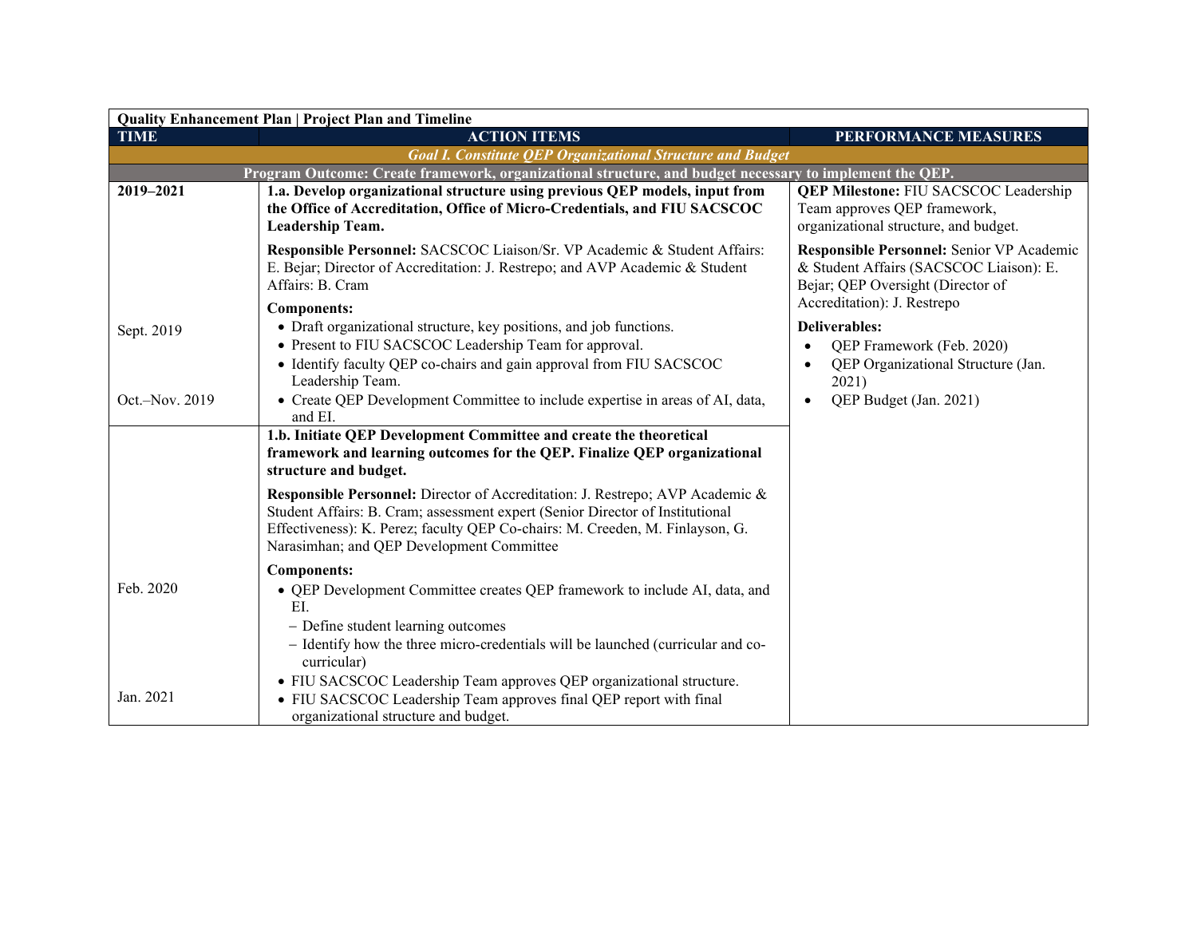**Quality Enhancement Plan | Project Plan and Timeline**

| TIME | ACTION ITEMS | PERFORMANCE MEASURES |
|---|---|---|
| ***Goal I. Constitute QEP Organizational Structure and Budget*** | | |
| **Program Outcome: Create framework, organizational structure, and budget necessary to implement the QEP.** | | |
| **2019–2021**<br><br>Sept. 2019<br><br>Oct.–Nov. 2019 | **1.a. Develop organizational structure using previous QEP models, input from the Office of Accreditation, Office of Micro-Credentials, and FIU SACSCOC Leadership Team.**<br><br>**Responsible Personnel:** SACSCOC Liaison/Sr. VP Academic & Student Affairs: E. Bejar; Director of Accreditation: J. Restrepo; and AVP Academic & Student Affairs: B. Cram<br><br>**Components:**<br>• Draft organizational structure, key positions, and job functions.<br>• Present to FIU SACSCOC Leadership Team for approval.<br>• Identify faculty QEP co-chairs and gain approval from FIU SACSCOC Leadership Team.<br>• Create QEP Development Committee to include expertise in areas of AI, data, and EI. | **QEP Milestone:** FIU SACSCOC Leadership Team approves QEP framework, organizational structure, and budget.<br><br>**Responsible Personnel:** Senior VP Academic & Student Affairs (SACSCOC Liaison): E. Bejar; QEP Oversight (Director of Accreditation): J. Restrepo<br><br>**Deliverables:**<br>• QEP Framework (Feb. 2020)<br>• QEP Organizational Structure (Jan. 2021)<br>• QEP Budget (Jan. 2021) |
| Feb. 2020<br><br>Jan. 2021 | **1.b. Initiate QEP Development Committee and create the theoretical framework and learning outcomes for the QEP. Finalize QEP organizational structure and budget.**<br><br>**Responsible Personnel:** Director of Accreditation: J. Restrepo; AVP Academic & Student Affairs: B. Cram; assessment expert (Senior Director of Institutional Effectiveness): K. Perez; faculty QEP Co-chairs: M. Creeden, M. Finlayson, G. Narasimhan; and QEP Development Committee<br><br>**Components:**<br>• QEP Development Committee creates QEP framework to include AI, data, and EI.<br>– Define student learning outcomes<br>– Identify how the three micro-credentials will be launched (curricular and co-curricular)<br>• FIU SACSCOC Leadership Team approves QEP organizational structure.<br>• FIU SACSCOC Leadership Team approves final QEP report with final organizational structure and budget. | |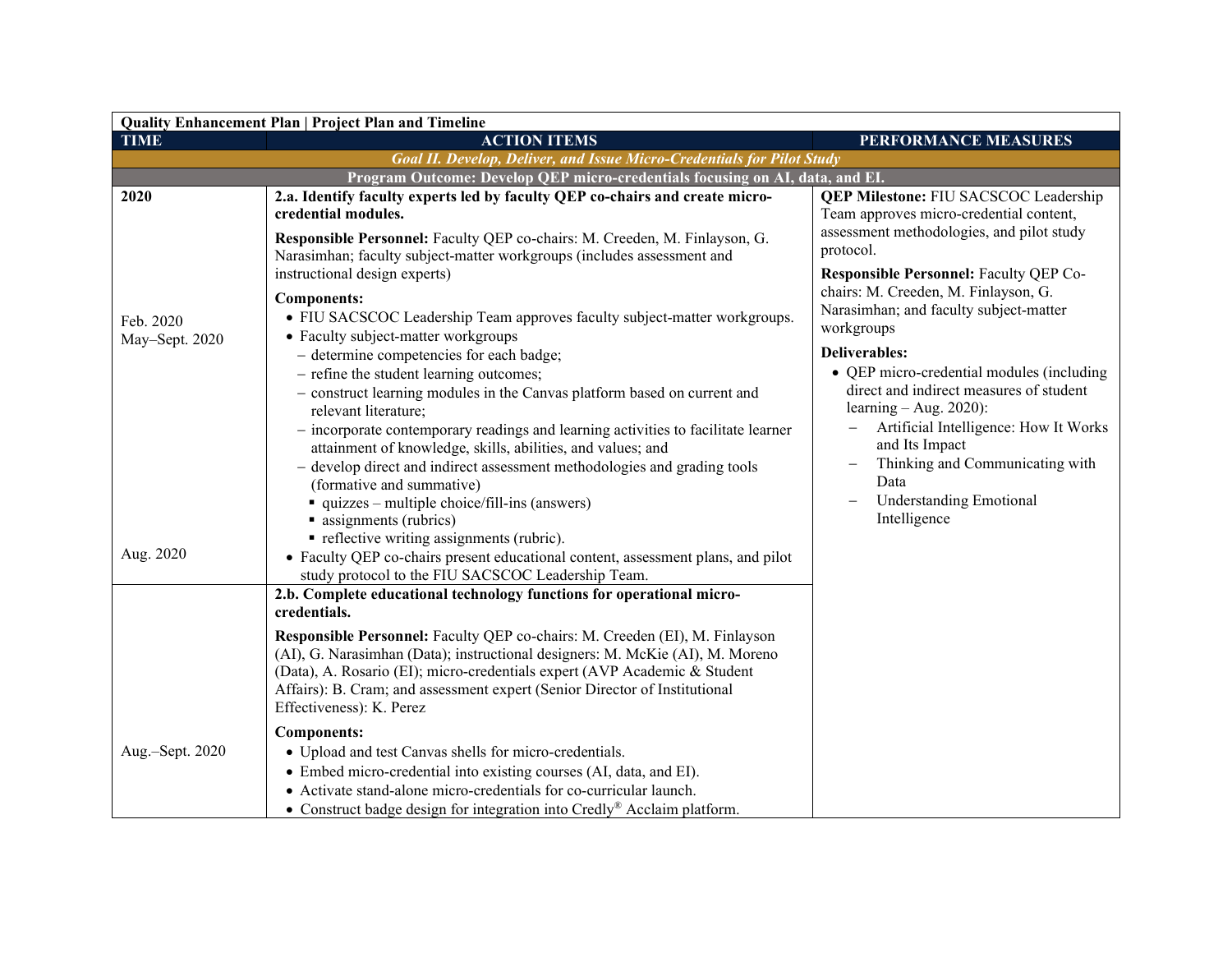| Quality Enhancement Plan \| Project Plan and Timeline | | |
|---|---|---|
| **TIME** | **ACTION ITEMS** | **PERFORMANCE MEASURES** |
| | ***Goal II. Develop, Deliver, and Issue Micro-Credentials for Pilot Study*** | |
| | **Program Outcome: Develop QEP micro-credentials focusing on AI, data, and EI.** | |
| **2020**<br><br>Feb. 2020<br>May–Sept. 2020<br><br>Aug. 2020 | **2.a. Identify faculty experts led by faculty QEP co-chairs and create micro-credential modules.**<br><br>**Responsible Personnel:** Faculty QEP co-chairs: M. Creeden, M. Finlayson, G. Narasimhan; faculty subject-matter workgroups (includes assessment and instructional design experts)<br><br>**Components:**<br>• FIU SACSCOC Leadership Team approves faculty subject-matter workgroups.<br>• Faculty subject-matter workgroups<br>– determine competencies for each badge;<br>– refine the student learning outcomes;<br>– construct learning modules in the Canvas platform based on current and relevant literature;<br>– incorporate contemporary readings and learning activities to facilitate learner attainment of knowledge, skills, abilities, and values; and<br>– develop direct and indirect assessment methodologies and grading tools (formative and summative)<br>▪ quizzes – multiple choice/fill-ins (answers)<br>▪ assignments (rubrics)<br>▪ reflective writing assignments (rubric).<br>• Faculty QEP co-chairs present educational content, assessment plans, and pilot study protocol to the FIU SACSCOC Leadership Team. | **QEP Milestone:** FIU SACSCOC Leadership Team approves micro-credential content, assessment methodologies, and pilot study protocol.<br><br>**Responsible Personnel:** Faculty QEP Co-chairs: M. Creeden, M. Finlayson, G. Narasimhan; and faculty subject-matter workgroups<br><br>**Deliverables:**<br>• QEP micro-credential modules (including direct and indirect measures of student learning – Aug. 2020):<br>– Artificial Intelligence: How It Works and Its Impact<br>– Thinking and Communicating with Data<br>– Understanding Emotional Intelligence |
| Aug.–Sept. 2020 | **2.b. Complete educational technology functions for operational micro-credentials.**<br><br>**Responsible Personnel:** Faculty QEP co-chairs: M. Creeden (EI), M. Finlayson (AI), G. Narasimhan (Data); instructional designers: M. McKie (AI), M. Moreno (Data), A. Rosario (EI); micro-credentials expert (AVP Academic & Student Affairs): B. Cram; and assessment expert (Senior Director of Institutional Effectiveness): K. Perez<br><br>**Components:**<br>• Upload and test Canvas shells for micro-credentials.<br>• Embed micro-credential into existing courses (AI, data, and EI).<br>• Activate stand-alone micro-credentials for co-curricular launch.<br>• Construct badge design for integration into Credly® Acclaim platform. | |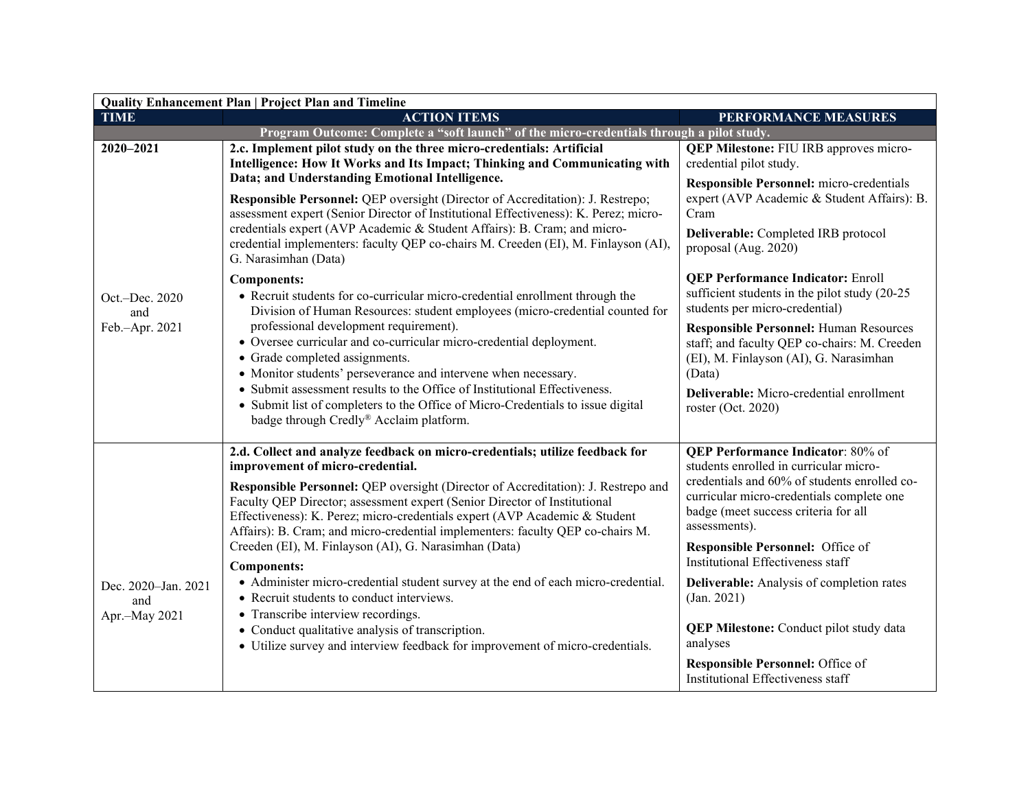| Quality Enhancement Plan \| Project Plan and Timeline | | |
|---|---|---|
| **TIME** | **ACTION ITEMS** | **PERFORMANCE MEASURES** |
| **Program Outcome: Complete a "soft launch" of the micro-credentials through a pilot study.** | | |
| **2020–2021**<br><br>Oct.–Dec. 2020 and Feb.–Apr. 2021 | **2.c. Implement pilot study on the three micro-credentials: Artificial Intelligence: How It Works and Its Impact; Thinking and Communicating with Data; and Understanding Emotional Intelligence.**<br><br>**Responsible Personnel:** QEP oversight (Director of Accreditation): J. Restrepo; assessment expert (Senior Director of Institutional Effectiveness): K. Perez; micro-credentials expert (AVP Academic & Student Affairs): B. Cram; and micro-credential implementers: faculty QEP co-chairs M. Creeden (EI), M. Finlayson (AI), G. Narasimhan (Data)<br><br>**Components:**<br>• Recruit students for co-curricular micro-credential enrollment through the Division of Human Resources: student employees (micro-credential counted for professional development requirement).<br>• Oversee curricular and co-curricular micro-credential deployment.<br>• Grade completed assignments.<br>• Monitor students' perseverance and intervene when necessary.<br>• Submit assessment results to the Office of Institutional Effectiveness.<br>• Submit list of completers to the Office of Micro-Credentials to issue digital badge through Credly® Acclaim platform. | **QEP Milestone:** FIU IRB approves micro-credential pilot study.<br><br>**Responsible Personnel:** micro-credentials expert (AVP Academic & Student Affairs): B. Cram<br><br>**Deliverable:** Completed IRB protocol proposal (Aug. 2020)<br><br>**QEP Performance Indicator:** Enroll sufficient students in the pilot study (20-25 students per micro-credential)<br><br>**Responsible Personnel:** Human Resources staff; and faculty QEP co-chairs: M. Creeden (EI), M. Finlayson (AI), G. Narasimhan (Data)<br><br>**Deliverable:** Micro-credential enrollment roster (Oct. 2020) |
| Dec. 2020–Jan. 2021 and Apr.–May 2021 | **2.d. Collect and analyze feedback on micro-credentials; utilize feedback for improvement of micro-credential.**<br><br>**Responsible Personnel:** QEP oversight (Director of Accreditation): J. Restrepo and Faculty QEP Director; assessment expert (Senior Director of Institutional Effectiveness): K. Perez; micro-credentials expert (AVP Academic & Student Affairs): B. Cram; and micro-credential implementers: faculty QEP co-chairs M. Creeden (EI), M. Finlayson (AI), G. Narasimhan (Data)<br><br>**Components:**<br>• Administer micro-credential student survey at the end of each micro-credential.<br>• Recruit students to conduct interviews.<br>• Transcribe interview recordings.<br>• Conduct qualitative analysis of transcription.<br>• Utilize survey and interview feedback for improvement of micro-credentials. | **QEP Performance Indicator**: 80% of students enrolled in curricular micro-credentials and 60% of students enrolled co-curricular micro-credentials complete one badge (meet success criteria for all assessments).<br><br>**Responsible Personnel:** Office of Institutional Effectiveness staff<br><br>**Deliverable:** Analysis of completion rates (Jan. 2021)<br><br>**QEP Milestone:** Conduct pilot study data analyses<br><br>**Responsible Personnel:** Office of Institutional Effectiveness staff |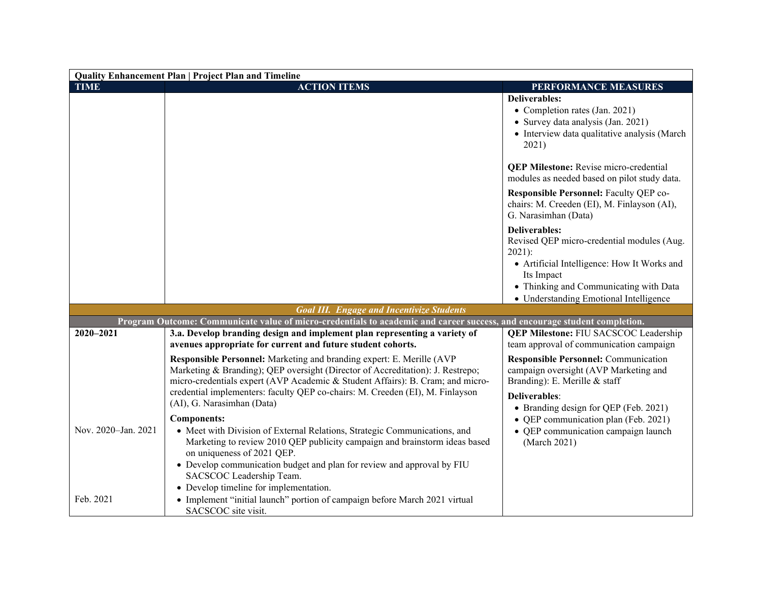| Quality Enhancement Plan \| Project Plan and Timeline | | |
|---|---|---|
| **TIME** | **ACTION ITEMS** | **PERFORMANCE MEASURES** |
| | | **Deliverables:**<br>• Completion rates (Jan. 2021)<br>• Survey data analysis (Jan. 2021)<br>• Interview data qualitative analysis (March 2021)<br><br>**QEP Milestone:** Revise micro-credential modules as needed based on pilot study data.<br><br>**Responsible Personnel:** Faculty QEP co-chairs: M. Creeden (EI), M. Finlayson (AI), G. Narasimhan (Data)<br><br>**Deliverables:**<br>Revised QEP micro-credential modules (Aug. 2021):<br>• Artificial Intelligence: How It Works and Its Impact<br>• Thinking and Communicating with Data<br>• Understanding Emotional Intelligence |
| ***Goal III. Engage and Incentivize Students*** | | |
| **Program Outcome: Communicate value of micro-credentials to academic and career success, and encourage student completion.** | | |
| **2020–2021**<br><br><br><br><br><br><br>Nov. 2020–Jan. 2021<br><br><br><br><br><br>Feb. 2021 | **3.a. Develop branding design and implement plan representing a variety of avenues appropriate for current and future student cohorts.**<br><br>**Responsible Personnel:** Marketing and branding expert: E. Merille (AVP Marketing & Branding); QEP oversight (Director of Accreditation): J. Restrepo; micro-credentials expert (AVP Academic & Student Affairs): B. Cram; and micro-credential implementers: faculty QEP co-chairs: M. Creeden (EI), M. Finlayson (AI), G. Narasimhan (Data)<br><br>**Components:**<br>• Meet with Division of External Relations, Strategic Communications, and Marketing to review 2010 QEP publicity campaign and brainstorm ideas based on uniqueness of 2021 QEP.<br>• Develop communication budget and plan for review and approval by FIU SACSCOC Leadership Team.<br>• Develop timeline for implementation.<br>• Implement "initial launch" portion of campaign before March 2021 virtual SACSCOC site visit. | **QEP Milestone:** FIU SACSCOC Leadership team approval of communication campaign<br><br>**Responsible Personnel:** Communication campaign oversight (AVP Marketing and Branding): E. Merille & staff<br><br>**Deliverables**:<br>• Branding design for QEP (Feb. 2021)<br>• QEP communication plan (Feb. 2021)<br>• QEP communication campaign launch (March 2021) |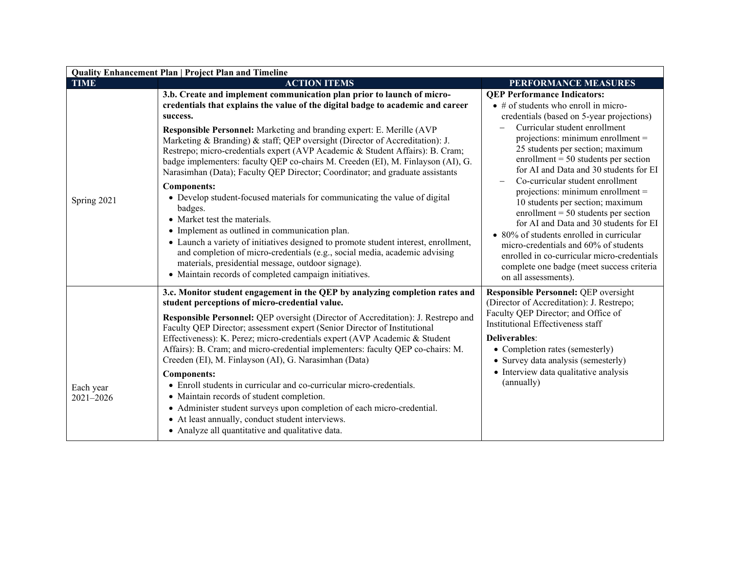| **Quality Enhancement Plan \| Project Plan and Timeline** | | |
|---|---|---|
| **TIME** | **ACTION ITEMS** | **PERFORMANCE MEASURES** |
| Spring 2021 | **3.b. Create and implement communication plan prior to launch of micro-credentials that explains the value of the digital badge to academic and career success.**<br><br>**Responsible Personnel:** Marketing and branding expert: E. Merille (AVP Marketing & Branding) & staff; QEP oversight (Director of Accreditation): J. Restrepo; micro-credentials expert (AVP Academic & Student Affairs): B. Cram; badge implementers: faculty QEP co-chairs M. Creeden (EI), M. Finlayson (AI), G. Narasimhan (Data); Faculty QEP Director; Coordinator; and graduate assistants<br><br>**Components:**<br>• Develop student-focused materials for communicating the value of digital badges.<br>• Market test the materials.<br>• Implement as outlined in communication plan.<br>• Launch a variety of initiatives designed to promote student interest, enrollment, and completion of micro-credentials (e.g., social media, academic advising materials, presidential message, outdoor signage).<br>• Maintain records of completed campaign initiatives. | **QEP Performance Indicators:**<br>• # of students who enroll in micro-credentials (based on 5-year projections)<br>– Curricular student enrollment projections: minimum enrollment = 25 students per section; maximum enrollment = 50 students per section for AI and Data and 30 students for EI<br>– Co-curricular student enrollment projections: minimum enrollment = 10 students per section; maximum enrollment = 50 students per section for AI and Data and 30 students for EI<br>• 80% of students enrolled in curricular micro-credentials and 60% of students enrolled in co-curricular micro-credentials complete one badge (meet success criteria on all assessments). |
| Each year 2021–2026 | **3.c. Monitor student engagement in the QEP by analyzing completion rates and student perceptions of micro-credential value.**<br><br>**Responsible Personnel:** QEP oversight (Director of Accreditation): J. Restrepo and Faculty QEP Director; assessment expert (Senior Director of Institutional Effectiveness): K. Perez; micro-credentials expert (AVP Academic & Student Affairs): B. Cram; and micro-credential implementers: faculty QEP co-chairs: M. Creeden (EI), M. Finlayson (AI), G. Narasimhan (Data)<br><br>**Components:**<br>• Enroll students in curricular and co-curricular micro-credentials.<br>• Maintain records of student completion.<br>• Administer student surveys upon completion of each micro-credential.<br>• At least annually, conduct student interviews.<br>• Analyze all quantitative and qualitative data. | **Responsible Personnel:** QEP oversight (Director of Accreditation): J. Restrepo; Faculty QEP Director; and Office of Institutional Effectiveness staff<br><br>**Deliverables**:<br>• Completion rates (semesterly)<br>• Survey data analysis (semesterly)<br>• Interview data qualitative analysis (annually) |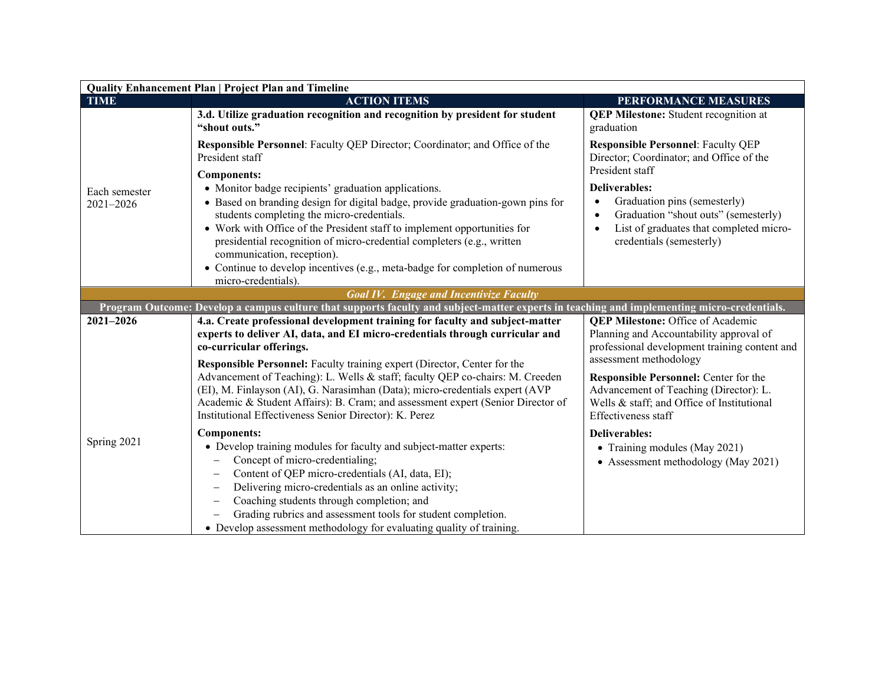**Quality Enhancement Plan | Project Plan and Timeline**

| TIME | ACTION ITEMS | PERFORMANCE MEASURES |
|---|---|---|
| Each semester 2021–2026 | **3.d. Utilize graduation recognition and recognition by president for student "shout outs."**<br><br>**Responsible Personnel**: Faculty QEP Director; Coordinator; and Office of the President staff<br><br>**Components:**<br>• Monitor badge recipients' graduation applications.<br>• Based on branding design for digital badge, provide graduation-gown pins for students completing the micro-credentials.<br>• Work with Office of the President staff to implement opportunities for presidential recognition of micro-credential completers (e.g., written communication, reception).<br>• Continue to develop incentives (e.g., meta-badge for completion of numerous micro-credentials). | **QEP Milestone:** Student recognition at graduation<br><br>**Responsible Personnel**: Faculty QEP Director; Coordinator; and Office of the President staff<br><br>**Deliverables:**<br>• Graduation pins (semesterly)<br>• Graduation "shout outs" (semesterly)<br>• List of graduates that completed micro-credentials (semesterly) |
| ***Goal IV. Engage and Incentivize Faculty*** | | |
| **Program Outcome: Develop a campus culture that supports faculty and subject-matter experts in teaching and implementing micro-credentials.** | | |
| **2021–2026**<br><br>Spring 2021 | **4.a. Create professional development training for faculty and subject-matter experts to deliver AI, data, and EI micro-credentials through curricular and co-curricular offerings.**<br><br>**Responsible Personnel:** Faculty training expert (Director, Center for the Advancement of Teaching): L. Wells & staff; faculty QEP co-chairs: M. Creeden (EI), M. Finlayson (AI), G. Narasimhan (Data); micro-credentials expert (AVP Academic & Student Affairs): B. Cram; and assessment expert (Senior Director of Institutional Effectiveness Senior Director): K. Perez<br><br>**Components:**<br>• Develop training modules for faculty and subject-matter experts:<br>– Concept of micro-credentialing;<br>– Content of QEP micro-credentials (AI, data, EI);<br>– Delivering micro-credentials as an online activity;<br>– Coaching students through completion; and<br>– Grading rubrics and assessment tools for student completion.<br>• Develop assessment methodology for evaluating quality of training. | **QEP Milestone:** Office of Academic Planning and Accountability approval of professional development training content and assessment methodology<br><br>**Responsible Personnel:** Center for the Advancement of Teaching (Director): L. Wells & staff; and Office of Institutional Effectiveness staff<br><br>**Deliverables:**<br>• Training modules (May 2021)<br>• Assessment methodology (May 2021) |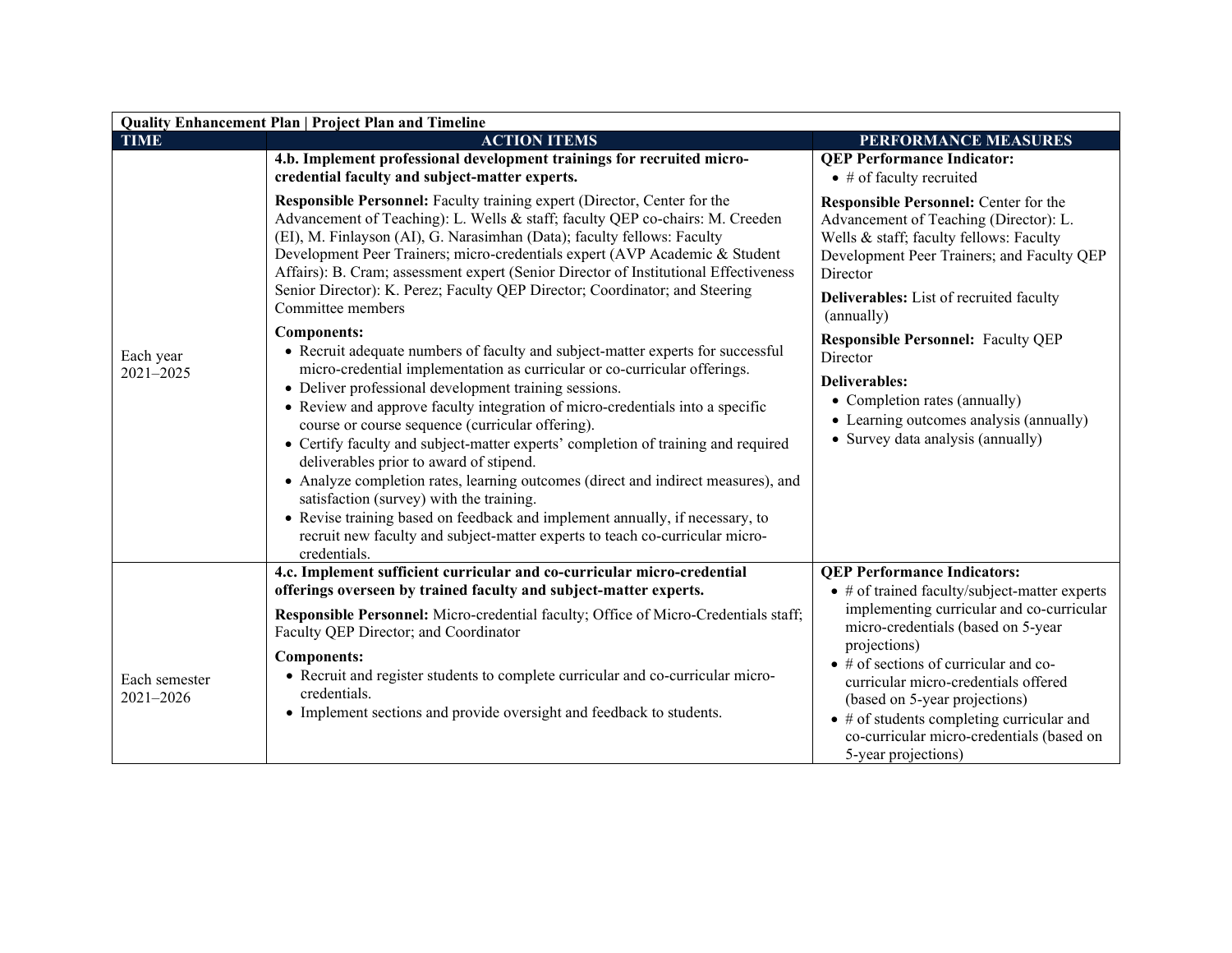| Quality Enhancement Plan \| Project Plan and Timeline | | |
|---|---|---|
| **TIME** | **ACTION ITEMS** | **PERFORMANCE MEASURES** |
| Each year 2021–2025 | **4.b. Implement professional development trainings for recruited micro-credential faculty and subject-matter experts.**<br><br>**Responsible Personnel:** Faculty training expert (Director, Center for the Advancement of Teaching): L. Wells & staff; faculty QEP co-chairs: M. Creeden (EI), M. Finlayson (AI), G. Narasimhan (Data); faculty fellows: Faculty Development Peer Trainers; micro-credentials expert (AVP Academic & Student Affairs): B. Cram; assessment expert (Senior Director of Institutional Effectiveness Senior Director): K. Perez; Faculty QEP Director; Coordinator; and Steering Committee members<br><br>**Components:**<br>• Recruit adequate numbers of faculty and subject-matter experts for successful micro-credential implementation as curricular or co-curricular offerings.<br>• Deliver professional development training sessions.<br>• Review and approve faculty integration of micro-credentials into a specific course or course sequence (curricular offering).<br>• Certify faculty and subject-matter experts' completion of training and required deliverables prior to award of stipend.<br>• Analyze completion rates, learning outcomes (direct and indirect measures), and satisfaction (survey) with the training.<br>• Revise training based on feedback and implement annually, if necessary, to recruit new faculty and subject-matter experts to teach co-curricular micro-credentials. | **QEP Performance Indicator:**<br>• # of faculty recruited<br><br>**Responsible Personnel:** Center for the Advancement of Teaching (Director): L. Wells & staff; faculty fellows: Faculty Development Peer Trainers; and Faculty QEP Director<br><br>**Deliverables:** List of recruited faculty (annually)<br><br>**Responsible Personnel:** Faculty QEP Director<br><br>**Deliverables:**<br>• Completion rates (annually)<br>• Learning outcomes analysis (annually)<br>• Survey data analysis (annually) |
| Each semester 2021–2026 | **4.c. Implement sufficient curricular and co-curricular micro-credential offerings overseen by trained faculty and subject-matter experts.**<br><br>**Responsible Personnel:** Micro-credential faculty; Office of Micro-Credentials staff; Faculty QEP Director; and Coordinator<br><br>**Components:**<br>• Recruit and register students to complete curricular and co-curricular micro-credentials.<br>• Implement sections and provide oversight and feedback to students. | **QEP Performance Indicators:**<br>• # of trained faculty/subject-matter experts implementing curricular and co-curricular micro-credentials (based on 5-year projections)<br>• # of sections of curricular and co-curricular micro-credentials offered (based on 5-year projections)<br>• # of students completing curricular and co-curricular micro-credentials (based on 5-year projections) |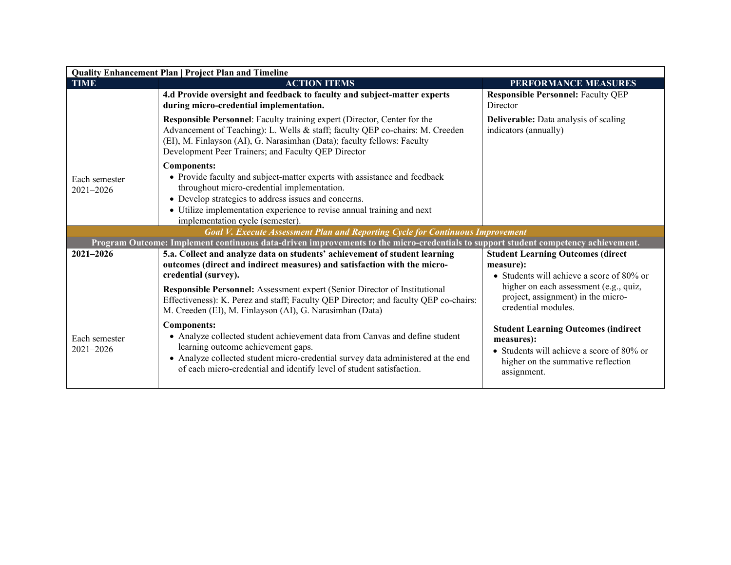| Quality Enhancement Plan \| Project Plan and Timeline | | |
|---|---|---|
| **TIME** | **ACTION ITEMS** | **PERFORMANCE MEASURES** |
| Each semester 2021–2026 | **4.d Provide oversight and feedback to faculty and subject-matter experts during micro-credential implementation.**<br><br>**Responsible Personnel**: Faculty training expert (Director, Center for the Advancement of Teaching): L. Wells & staff; faculty QEP co-chairs: M. Creeden (EI), M. Finlayson (AI), G. Narasimhan (Data); faculty fellows: Faculty Development Peer Trainers; and Faculty QEP Director<br><br>**Components:**<br>• Provide faculty and subject-matter experts with assistance and feedback throughout micro-credential implementation.<br>• Develop strategies to address issues and concerns.<br>• Utilize implementation experience to revise annual training and next implementation cycle (semester). | **Responsible Personnel:** Faculty QEP Director<br><br>**Deliverable:** Data analysis of scaling indicators (annually) |
| ***Goal V. Execute Assessment Plan and Reporting Cycle for Continuous Improvement*** | | |
| **Program Outcome: Implement continuous data-driven improvements to the micro-credentials to support student competency achievement.** | | |
| **2021–2026**<br><br>Each semester 2021–2026 | **5.a. Collect and analyze data on students' achievement of student learning outcomes (direct and indirect measures) and satisfaction with the micro-credential (survey).**<br><br>**Responsible Personnel:** Assessment expert (Senior Director of Institutional Effectiveness): K. Perez and staff; Faculty QEP Director; and faculty QEP co-chairs: M. Creeden (EI), M. Finlayson (AI), G. Narasimhan (Data)<br><br>**Components:**<br>• Analyze collected student achievement data from Canvas and define student learning outcome achievement gaps.<br>• Analyze collected student micro-credential survey data administered at the end of each micro-credential and identify level of student satisfaction. | **Student Learning Outcomes (direct measure):**<br>• Students will achieve a score of 80% or higher on each assessment (e.g., quiz, project, assignment) in the micro-credential modules.<br><br>**Student Learning Outcomes (indirect measures):**<br>• Students will achieve a score of 80% or higher on the summative reflection assignment. |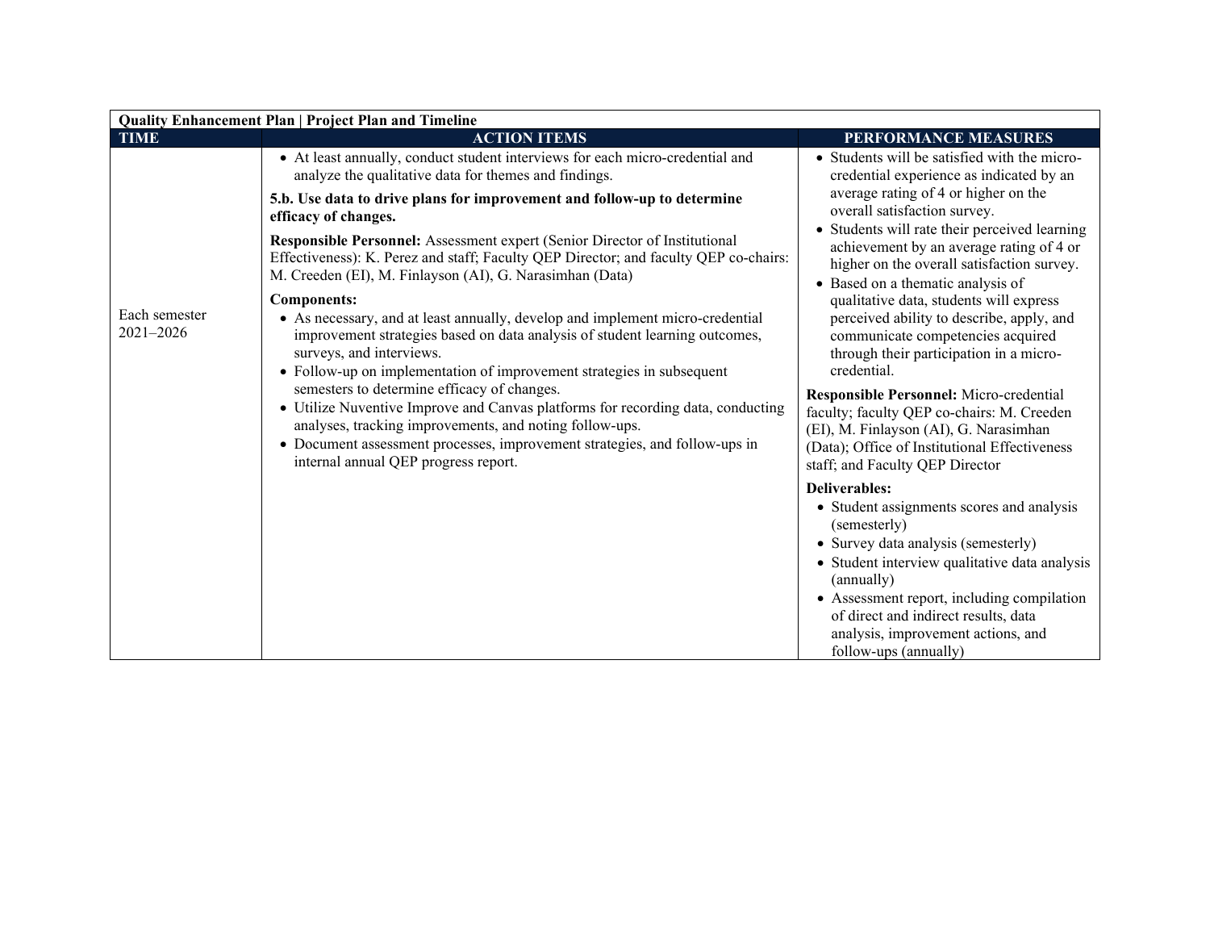| Quality Enhancement Plan \| Project Plan and Timeline | | |
|---|---|---|
| **TIME** | **ACTION ITEMS** | **PERFORMANCE MEASURES** |
| Each semester 2021–2026 | • At least annually, conduct student interviews for each micro-credential and analyze the qualitative data for themes and findings.<br><br>**5.b. Use data to drive plans for improvement and follow-up to determine efficacy of changes.**<br><br>**Responsible Personnel:** Assessment expert (Senior Director of Institutional Effectiveness): K. Perez and staff; Faculty QEP Director; and faculty QEP co-chairs: M. Creeden (EI), M. Finlayson (AI), G. Narasimhan (Data)<br><br>**Components:**<br>• As necessary, and at least annually, develop and implement micro-credential improvement strategies based on data analysis of student learning outcomes, surveys, and interviews.<br>• Follow-up on implementation of improvement strategies in subsequent semesters to determine efficacy of changes.<br>• Utilize Nuventive Improve and Canvas platforms for recording data, conducting analyses, tracking improvements, and noting follow-ups.<br>• Document assessment processes, improvement strategies, and follow-ups in internal annual QEP progress report. | • Students will be satisfied with the micro-credential experience as indicated by an average rating of 4 or higher on the overall satisfaction survey.<br>• Students will rate their perceived learning achievement by an average rating of 4 or higher on the overall satisfaction survey.<br>• Based on a thematic analysis of qualitative data, students will express perceived ability to describe, apply, and communicate competencies acquired through their participation in a micro-credential.<br><br>**Responsible Personnel:** Micro-credential faculty; faculty QEP co-chairs: M. Creeden (EI), M. Finlayson (AI), G. Narasimhan (Data); Office of Institutional Effectiveness staff; and Faculty QEP Director<br><br>**Deliverables:**<br>• Student assignments scores and analysis (semesterly)<br>• Survey data analysis (semesterly)<br>• Student interview qualitative data analysis (annually)<br>• Assessment report, including compilation of direct and indirect results, data analysis, improvement actions, and follow-ups (annually) |